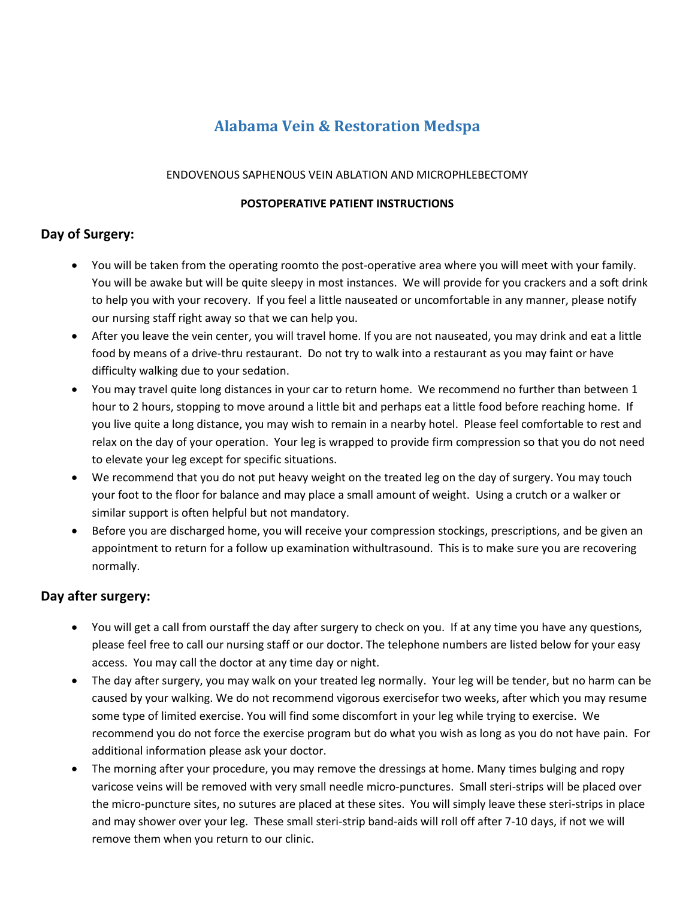# Alabama Vein & Restoration Medspa

ENDOVENOUS SAPHENOUS VEIN ABLATION AND MICROPHLEBECTOMY

**POSTOPERATIVE PATIENT INSTRUCTIONS**

## Day of Surgery:

- You will be taken from the operating roomto the post-operative area where you will meet with your family. You will be awake but will be quite sleepy in most instances. We will provide for you crackers and a soft drink to help you with your recovery. If you feel a little nauseated or uncomfortable in any manner, please notify our nursing staff right away so that we can help you.
- After you leave the vein center, you will travel home. If you are not nauseated, you may drink and eat a little food by means of a drive-thru restaurant. Do not try to walk into a restaurant as you may faint or have difficulty walking due to your sedation.
- You may travel quite long distances in your car to return home. We recommend no further than between 1 hour to 2 hours, stopping to move around a little bit and perhaps eat a little food before reaching home. If you live quite a long distance, you may wish to remain in a nearby hotel. Please feel comfortable to rest and relax on the day of your operation. Your leg is wrapped to provide firm compression so that you do not need to elevate your leg except for specific situations.
- We recommend that you do not put heavy weight on the treated leg on the day of surgery. You may touch your foot to the floor for balance and may place a small amount of weight. Using a crutch or a walker or similar support is often helpful but not mandatory.
- Before you are discharged home, you will receive your compression stockings, prescriptions, and be given an appointment to return for a follow up examination withultrasound. This is to make sure you are recovering normally.

## Day after surgery:

- You will get a call from ourstaff the day after surgery to check on you. If at any time you have any questions, please feel free to call our nursing staff or our doctor. The telephone numbers are listed below for your easy access. You may call the doctor at any time day or night.
- The day after surgery, you may walk on your treated leg normally. Your leg will be tender, but no harm can be caused by your walking. We do not recommend vigorous exercisefor two weeks, after which you may resume some type of limited exercise. You will find some discomfort in your leg while trying to exercise. We recommend you do not force the exercise program but do what you wish as long as you do not have pain. For additional information please ask your doctor.
- The morning after your procedure, you may remove the dressings at home. Many times bulging and ropy varicose veins will be removed with very small needle micro-punctures. Small steri-strips will be placed over the micro-puncture sites, no sutures are placed at these sites. You will simply leave these steri-strips in place and may shower over your leg. These small steri-strip band-aids will roll off after 7-10 days, if not we will remove them when you return to our clinic.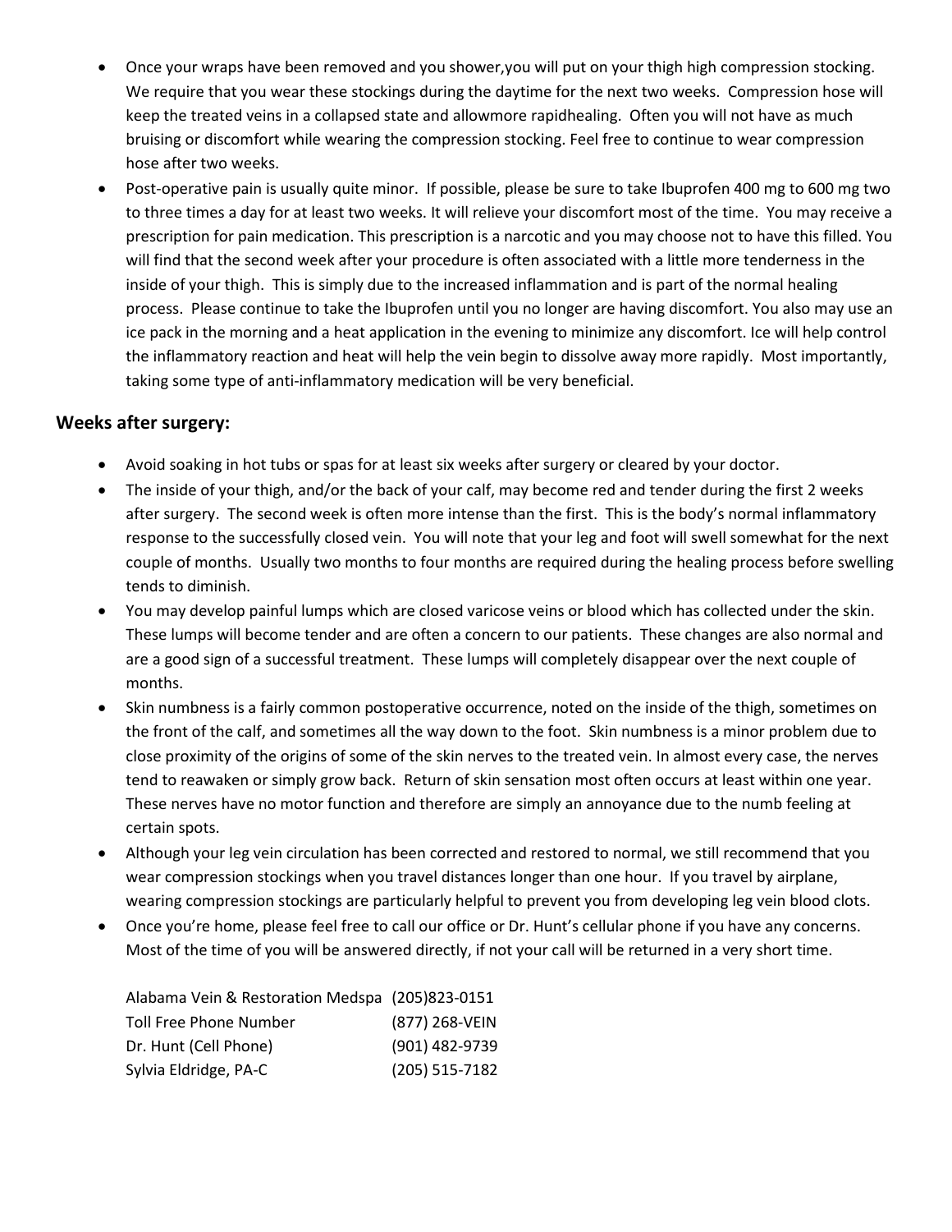- Once your wraps have been removed and you shower,you will put on your thigh high compression stocking. We require that you wear these stockings during the daytime for the next two weeks. Compression hose will keep the treated veins in a collapsed state and allowmore rapidhealing. Often you will not have as much bruising or discomfort while wearing the compression stocking. Feel free to continue to wear compression hose after two weeks.
- Post-operative pain is usually quite minor. If possible, please be sure to take Ibuprofen 400 mg to 600 mg two to three times a day for at least two weeks. It will relieve your discomfort most of the time. You may receive a prescription for pain medication. This prescription is a narcotic and you may choose not to have this filled. You will find that the second week after your procedure is often associated with a little more tenderness in the inside of your thigh. This is simply due to the increased inflammation and is part of the normal healing process. Please continue to take the Ibuprofen until you no longer are having discomfort. You also may use an ice pack in the morning and a heat application in the evening to minimize any discomfort. Ice will help control the inflammatory reaction and heat will help the vein begin to dissolve away more rapidly. Most importantly, taking some type of anti-inflammatory medication will be very beneficial.

## Weeks after surgery:

- Avoid soaking in hot tubs or spas for at least six weeks after surgery or cleared by your doctor.
- The inside of your thigh, and/or the back of your calf, may become red and tender during the first 2 weeks after surgery. The second week is often more intense than the first. This is the body's normal inflammatory response to the successfully closed vein. You will note that your leg and foot will swell somewhat for the next couple of months. Usually two months to four months are required during the healing process before swelling tends to diminish.
- You may develop painful lumps which are closed varicose veins or blood which has collected under the skin. These lumps will become tender and are often a concern to our patients. These changes are also normal and are a good sign of a successful treatment. These lumps will completely disappear over the next couple of months.
- Skin numbness is a fairly common postoperative occurrence, noted on the inside of the thigh, sometimes on the front of the calf, and sometimes all the way down to the foot. Skin numbness is a minor problem due to close proximity of the origins of some of the skin nerves to the treated vein. In almost every case, the nerves tend to reawaken or simply grow back. Return of skin sensation most often occurs at least within one year. These nerves have no motor function and therefore are simply an annoyance due to the numb feeling at certain spots.
- Although your leg vein circulation has been corrected and restored to normal, we still recommend that you wear compression stockings when you travel distances longer than one hour. If you travel by airplane, wearing compression stockings are particularly helpful to prevent you from developing leg vein blood clots.
- Once you're home, please feel free to call our office or Dr. Hunt's cellular phone if you have any concerns. Most of the time of you will be answered directly, if not your call will be returned in a very short time.

| | |
|---|---|
| Alabama Vein & Restoration Medspa | (205)823-0151 |
| Toll Free Phone Number | (877) 268-VEIN |
| Dr. Hunt (Cell Phone) | (901) 482-9739 |
| Sylvia Eldridge, PA-C | (205) 515-7182 |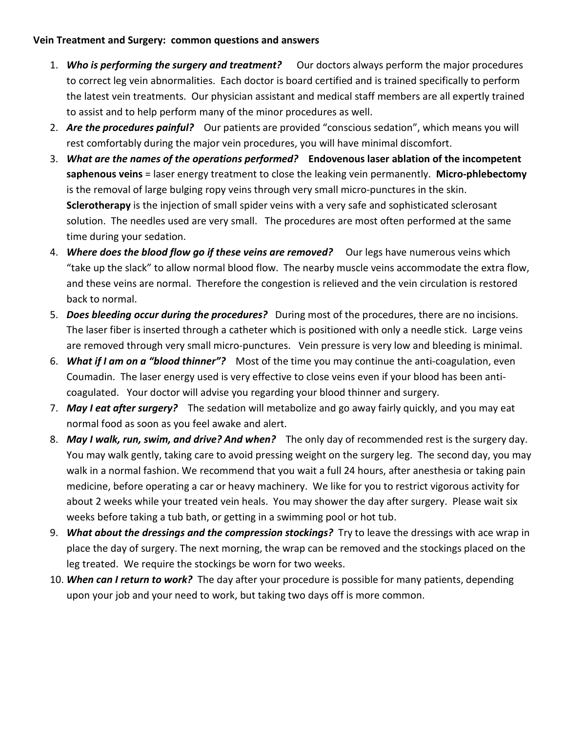**Vein Treatment and Surgery: common questions and answers**

1. ***Who is performing the surgery and treatment?*** Our doctors always perform the major procedures to correct leg vein abnormalities. Each doctor is board certified and is trained specifically to perform the latest vein treatments. Our physician assistant and medical staff members are all expertly trained to assist and to help perform many of the minor procedures as well.
2. ***Are the procedures painful?*** Our patients are provided "conscious sedation", which means you will rest comfortably during the major vein procedures, you will have minimal discomfort.
3. ***What are the names of the operations performed?*** **Endovenous laser ablation of the incompetent saphenous veins** = laser energy treatment to close the leaking vein permanently. **Micro-phlebectomy** is the removal of large bulging ropy veins through very small micro-punctures in the skin. **Sclerotherapy** is the injection of small spider veins with a very safe and sophisticated sclerosant solution. The needles used are very small. The procedures are most often performed at the same time during your sedation.
4. ***Where does the blood flow go if these veins are removed?*** Our legs have numerous veins which "take up the slack" to allow normal blood flow. The nearby muscle veins accommodate the extra flow, and these veins are normal. Therefore the congestion is relieved and the vein circulation is restored back to normal.
5. ***Does bleeding occur during the procedures?*** During most of the procedures, there are no incisions. The laser fiber is inserted through a catheter which is positioned with only a needle stick. Large veins are removed through very small micro-punctures. Vein pressure is very low and bleeding is minimal.
6. ***What if I am on a "blood thinner"?*** Most of the time you may continue the anti-coagulation, even Coumadin. The laser energy used is very effective to close veins even if your blood has been anti-coagulated. Your doctor will advise you regarding your blood thinner and surgery.
7. ***May I eat after surgery?*** The sedation will metabolize and go away fairly quickly, and you may eat normal food as soon as you feel awake and alert.
8. ***May I walk, run, swim, and drive? And when?*** The only day of recommended rest is the surgery day. You may walk gently, taking care to avoid pressing weight on the surgery leg. The second day, you may walk in a normal fashion. We recommend that you wait a full 24 hours, after anesthesia or taking pain medicine, before operating a car or heavy machinery. We like for you to restrict vigorous activity for about 2 weeks while your treated vein heals. You may shower the day after surgery. Please wait six weeks before taking a tub bath, or getting in a swimming pool or hot tub.
9. ***What about the dressings and the compression stockings?*** Try to leave the dressings with ace wrap in place the day of surgery. The next morning, the wrap can be removed and the stockings placed on the leg treated. We require the stockings be worn for two weeks.
10. ***When can I return to work?*** The day after your procedure is possible for many patients, depending upon your job and your need to work, but taking two days off is more common.